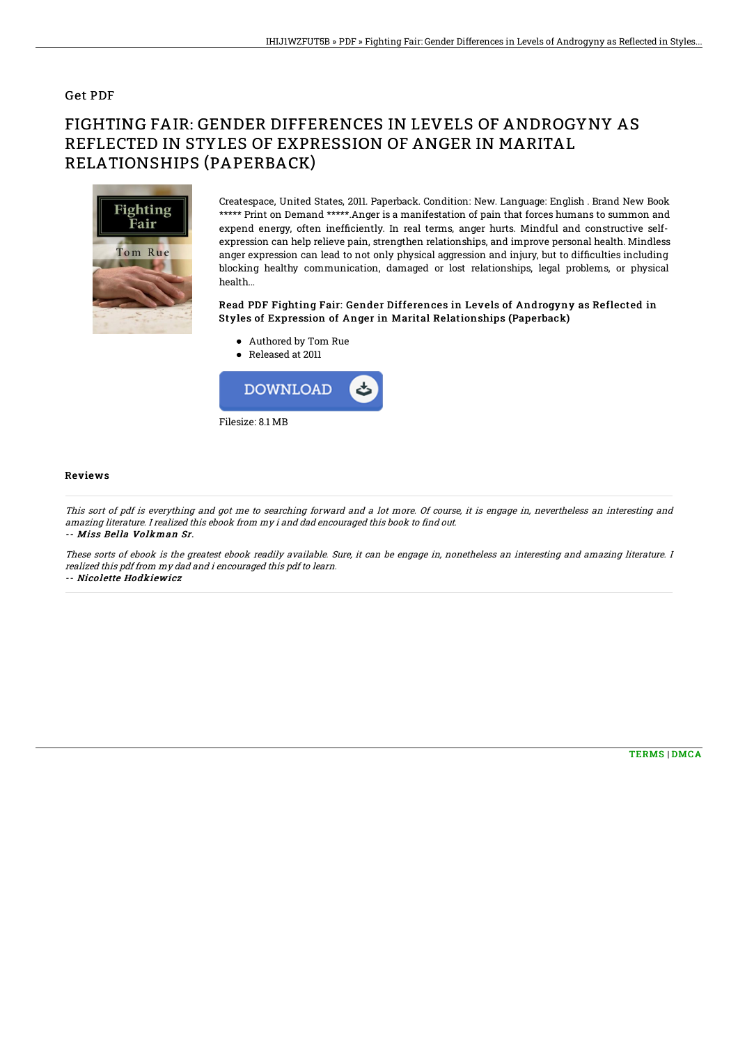## Get PDF

# FIGHTING FAIR: GENDER DIFFERENCES IN LEVELS OF ANDROGYNY AS REFLECTED IN STYLES OF EXPRESSION OF ANGER IN MARITAL RELATIONSHIPS (PAPERBACK)

Createspace, United States, 2011. Paperback. Condition: New. Language: English . Brand New Book ***** Print on Demand *****.Anger is a manifestation of pain that forces humans to summon and expend energy, often inefficiently. In real terms, anger hurts. Mindful and constructive self-expression can help relieve pain, strengthen relationships, and improve personal health. Mindless anger expression can lead to not only physical aggression and injury, but to difficulties including blocking healthy communication, damaged or lost relationships, legal problems, or physical health...

### Read PDF Fighting Fair: Gender Differences in Levels of Androgyny as Reflected in Styles of Expression of Anger in Marital Relationships (Paperback)

- Authored by Tom Rue
- Released at 2011

DOWNLOAD

Filesize: 8.1 MB

### Reviews

*This sort of pdf is everything and got me to searching forward and a lot more. Of course, it is engage in, nevertheless an interesting and amazing literature. I realized this ebook from my i and dad encouraged this book to find out.*

*-- Miss Bella Volkman Sr.*

*These sorts of ebook is the greatest ebook readily available. Sure, it can be engage in, nonetheless an interesting and amazing literature. I realized this pdf from my dad and i encouraged this pdf to learn.*

*-- Nicolette Hodkiewicz*

TERMS | DMCA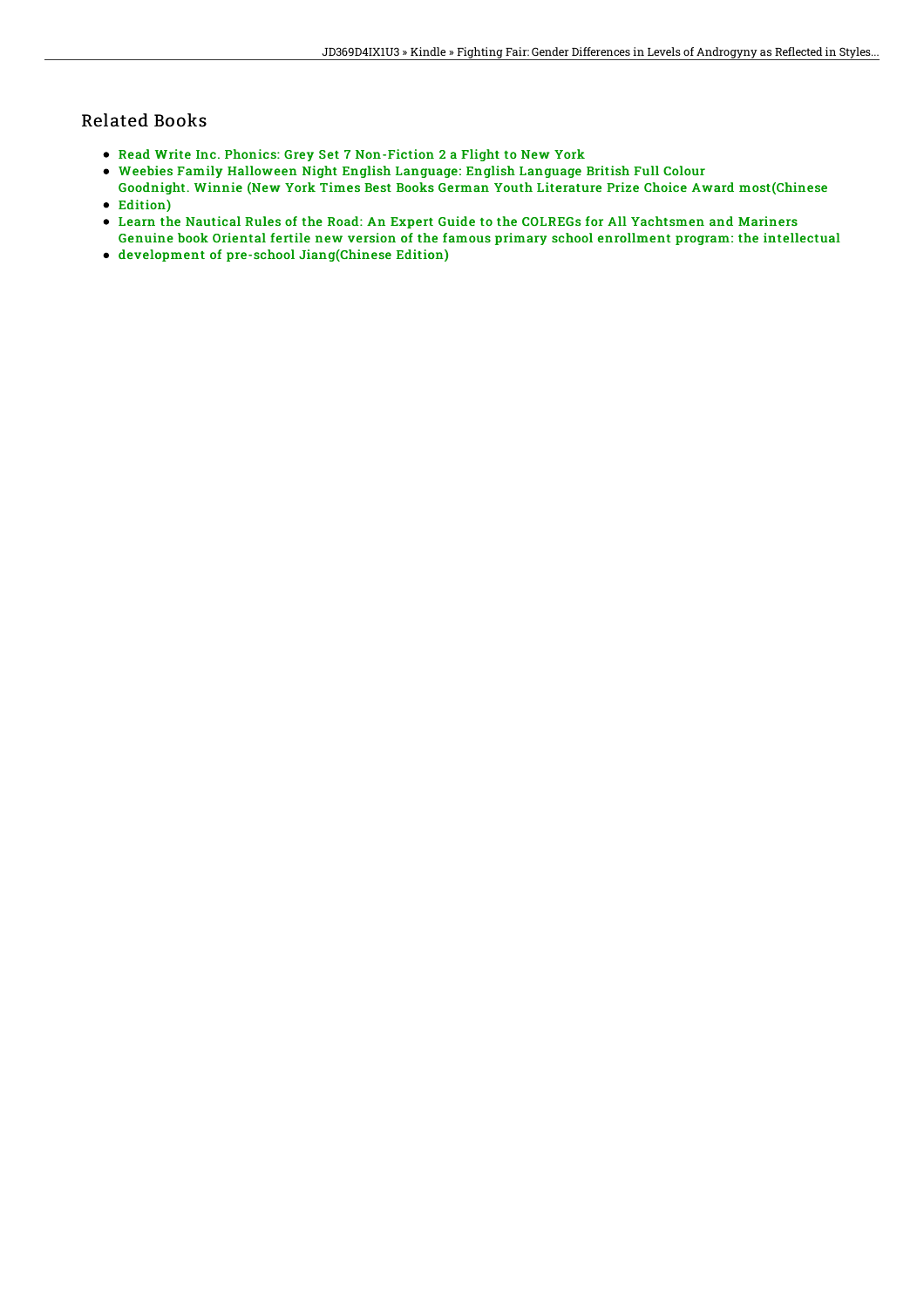## Related Books

- Read Write Inc. Phonics: Grey Set 7 Non-Fiction 2 a Flight to New York
- Weebies Family Halloween Night English Language: English Language British Full Colour
- Goodnight. Winnie (New York Times Best Books German Youth Literature Prize Choice Award most(Chinese Edition)
- Learn the Nautical Rules of the Road: An Expert Guide to the COLREGs for All Yachtsmen and Mariners
- Genuine book Oriental fertile new version of the famous primary school enrollment program: the intellectual development of pre-school Jiang(Chinese Edition)